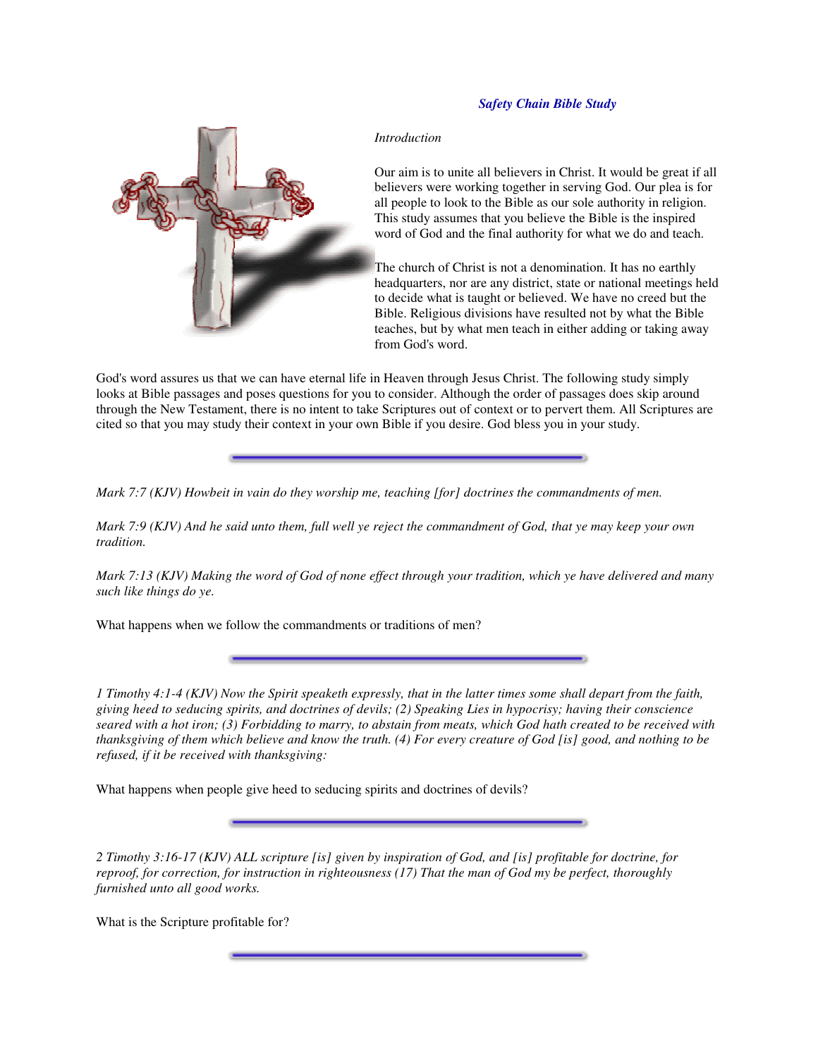# Safety Chain Bible Study

*Introduction*

Our aim is to unite all believers in Christ. It would be great if all believers were working together in serving God. Our plea is for all people to look to the Bible as our sole authority in religion. This study assumes that you believe the Bible is the inspired word of God and the final authority for what we do and teach.

The church of Christ is not a denomination. It has no earthly headquarters, nor are any district, state or national meetings held to decide what is taught or believed. We have no creed but the Bible. Religious divisions have resulted not by what the Bible teaches, but by what men teach in either adding or taking away from God's word.

God's word assures us that we can have eternal life in Heaven through Jesus Christ. The following study simply looks at Bible passages and poses questions for you to consider. Although the order of passages does skip around through the New Testament, there is no intent to take Scriptures out of context or to pervert them. All Scriptures are cited so that you may study their context in your own Bible if you desire. God bless you in your study.

---

*Mark 7:7 (KJV) Howbeit in vain do they worship me, teaching [for] doctrines the commandments of men.*

*Mark 7:9 (KJV) And he said unto them, full well ye reject the commandment of God, that ye may keep your own tradition.*

*Mark 7:13 (KJV) Making the word of God of none effect through your tradition, which ye have delivered and many such like things do ye.*

What happens when we follow the commandments or traditions of men?

---

*1 Timothy 4:1-4 (KJV) Now the Spirit speaketh expressly, that in the latter times some shall depart from the faith, giving heed to seducing spirits, and doctrines of devils; (2) Speaking Lies in hypocrisy; having their conscience seared with a hot iron; (3) Forbidding to marry, to abstain from meats, which God hath created to be received with thanksgiving of them which believe and know the truth. (4) For every creature of God [is] good, and nothing to be refused, if it be received with thanksgiving:*

What happens when people give heed to seducing spirits and doctrines of devils?

---

*2 Timothy 3:16-17 (KJV) ALL scripture [is] given by inspiration of God, and [is] profitable for doctrine, for reproof, for correction, for instruction in righteousness (17) That the man of God my be perfect, thoroughly furnished unto all good works.*

What is the Scripture profitable for?

---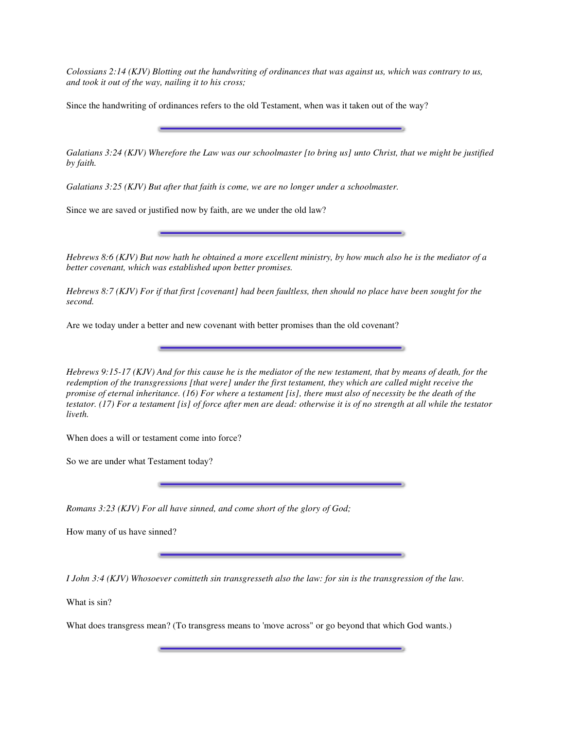*Colossians 2:14 (KJV) Blotting out the handwriting of ordinances that was against us, which was contrary to us, and took it out of the way, nailing it to his cross;*

Since the handwriting of ordinances refers to the old Testament, when was it taken out of the way?

---

*Galatians 3:24 (KJV) Wherefore the Law was our schoolmaster [to bring us] unto Christ, that we might be justified by faith.*

*Galatians 3:25 (KJV) But after that faith is come, we are no longer under a schoolmaster.*

Since we are saved or justified now by faith, are we under the old law?

---

*Hebrews 8:6 (KJV) But now hath he obtained a more excellent ministry, by how much also he is the mediator of a better covenant, which was established upon better promises.*

*Hebrews 8:7 (KJV) For if that first [covenant] had been faultless, then should no place have been sought for the second.*

Are we today under a better and new covenant with better promises than the old covenant?

---

*Hebrews 9:15-17 (KJV) And for this cause he is the mediator of the new testament, that by means of death, for the redemption of the transgressions [that were] under the first testament, they which are called might receive the promise of eternal inheritance. (16) For where a testament [is], there must also of necessity be the death of the testator. (17) For a testament [is] of force after men are dead: otherwise it is of no strength at all while the testator liveth.*

When does a will or testament come into force?

So we are under what Testament today?

---

*Romans 3:23 (KJV) For all have sinned, and come short of the glory of God;*

How many of us have sinned?

---

*I John 3:4 (KJV) Whosoever comitteth sin transgresseth also the law: for sin is the transgression of the law.*

What is sin?

What does transgress mean? (To transgress means to 'move across" or go beyond that which God wants.)

---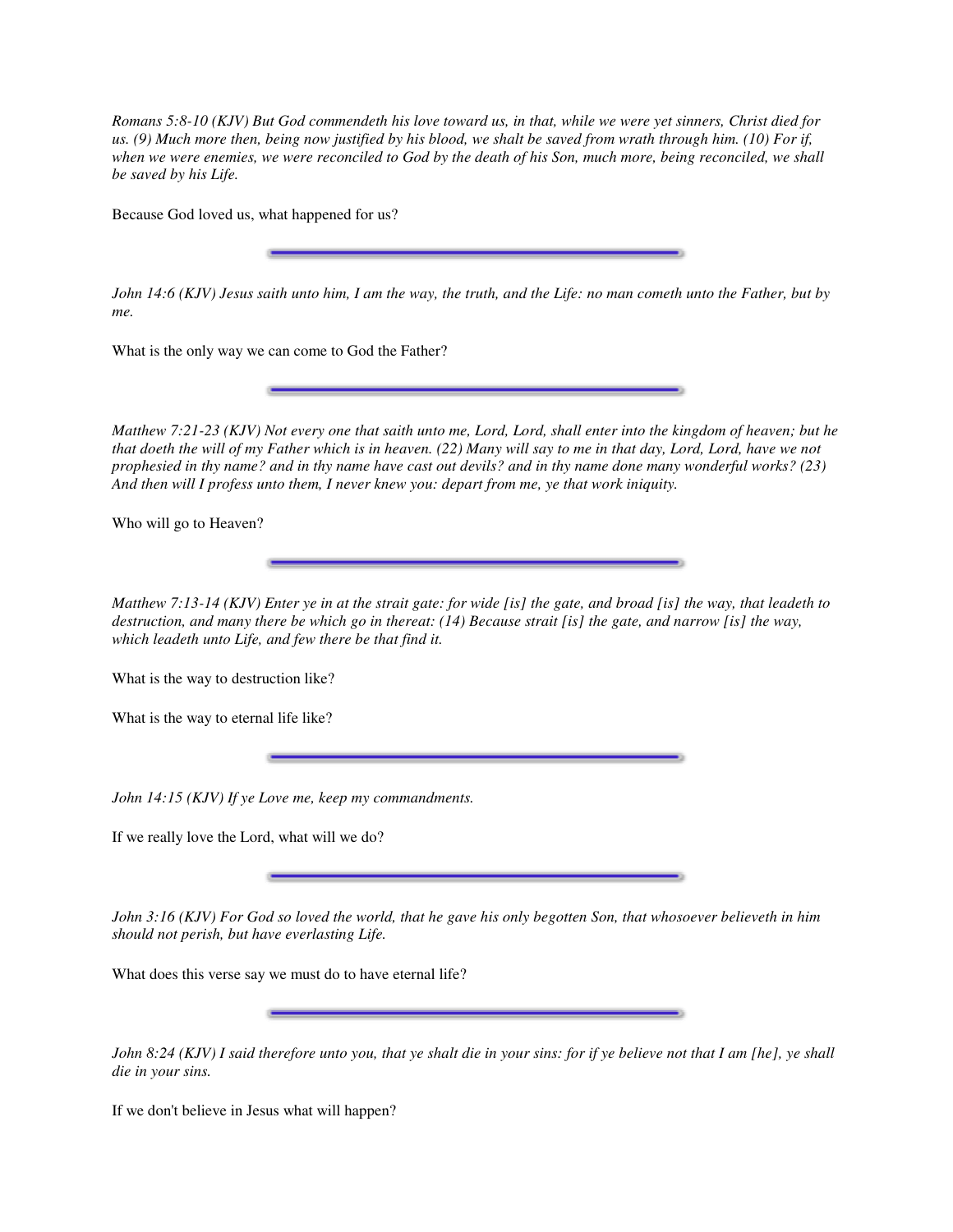*Romans 5:8-10 (KJV) But God commendeth his love toward us, in that, while we were yet sinners, Christ died for us. (9) Much more then, being now justified by his blood, we shalt be saved from wrath through him. (10) For if, when we were enemies, we were reconciled to God by the death of his Son, much more, being reconciled, we shall be saved by his Life.*

Because God loved us, what happened for us?

---

*John 14:6 (KJV) Jesus saith unto him, I am the way, the truth, and the Life: no man cometh unto the Father, but by me.*

What is the only way we can come to God the Father?

---

*Matthew 7:21-23 (KJV) Not every one that saith unto me, Lord, Lord, shall enter into the kingdom of heaven; but he that doeth the will of my Father which is in heaven. (22) Many will say to me in that day, Lord, Lord, have we not prophesied in thy name? and in thy name have cast out devils? and in thy name done many wonderful works? (23) And then will I profess unto them, I never knew you: depart from me, ye that work iniquity.*

Who will go to Heaven?

---

*Matthew 7:13-14 (KJV) Enter ye in at the strait gate: for wide [is] the gate, and broad [is] the way, that leadeth to destruction, and many there be which go in thereat: (14) Because strait [is] the gate, and narrow [is] the way, which leadeth unto Life, and few there be that find it.*

What is the way to destruction like?

What is the way to eternal life like?

---

*John 14:15 (KJV) If ye Love me, keep my commandments.*

If we really love the Lord, what will we do?

---

*John 3:16 (KJV) For God so loved the world, that he gave his only begotten Son, that whosoever believeth in him should not perish, but have everlasting Life.*

What does this verse say we must do to have eternal life?

---

*John 8:24 (KJV) I said therefore unto you, that ye shalt die in your sins: for if ye believe not that I am [he], ye shall die in your sins.*

If we don't believe in Jesus what will happen?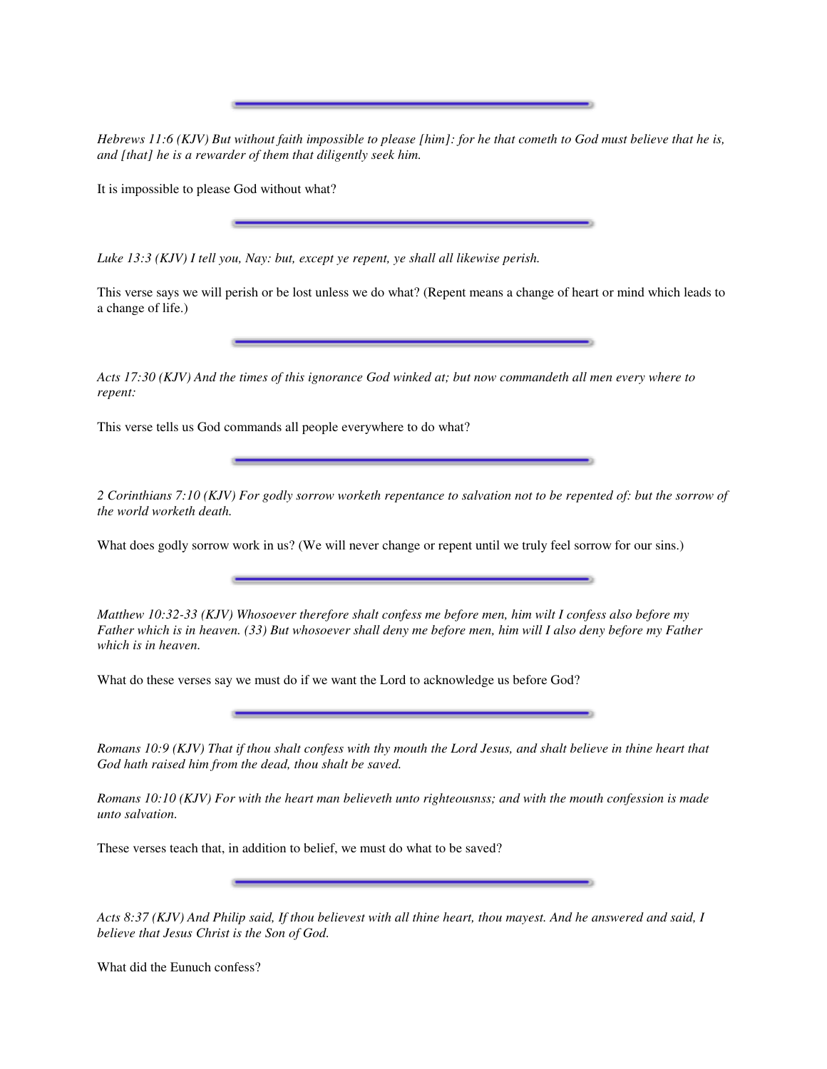---

*Hebrews 11:6 (KJV) But without faith impossible to please [him]: for he that cometh to God must believe that he is, and [that] he is a rewarder of them that diligently seek him.*

It is impossible to please God without what?

---

*Luke 13:3 (KJV) I tell you, Nay: but, except ye repent, ye shall all likewise perish.*

This verse says we will perish or be lost unless we do what? (Repent means a change of heart or mind which leads to a change of life.)

---

*Acts 17:30 (KJV) And the times of this ignorance God winked at; but now commandeth all men every where to repent:*

This verse tells us God commands all people everywhere to do what?

---

*2 Corinthians 7:10 (KJV) For godly sorrow worketh repentance to salvation not to be repented of: but the sorrow of the world worketh death.*

What does godly sorrow work in us? (We will never change or repent until we truly feel sorrow for our sins.)

---

*Matthew 10:32-33 (KJV) Whosoever therefore shalt confess me before men, him wilt I confess also before my Father which is in heaven. (33) But whosoever shall deny me before men, him will I also deny before my Father which is in heaven.*

What do these verses say we must do if we want the Lord to acknowledge us before God?

---

*Romans 10:9 (KJV) That if thou shalt confess with thy mouth the Lord Jesus, and shalt believe in thine heart that God hath raised him from the dead, thou shalt be saved.*

*Romans 10:10 (KJV) For with the heart man believeth unto righteousnss; and with the mouth confession is made unto salvation.*

These verses teach that, in addition to belief, we must do what to be saved?

---

*Acts 8:37 (KJV) And Philip said, If thou believest with all thine heart, thou mayest. And he answered and said, I believe that Jesus Christ is the Son of God.*

What did the Eunuch confess?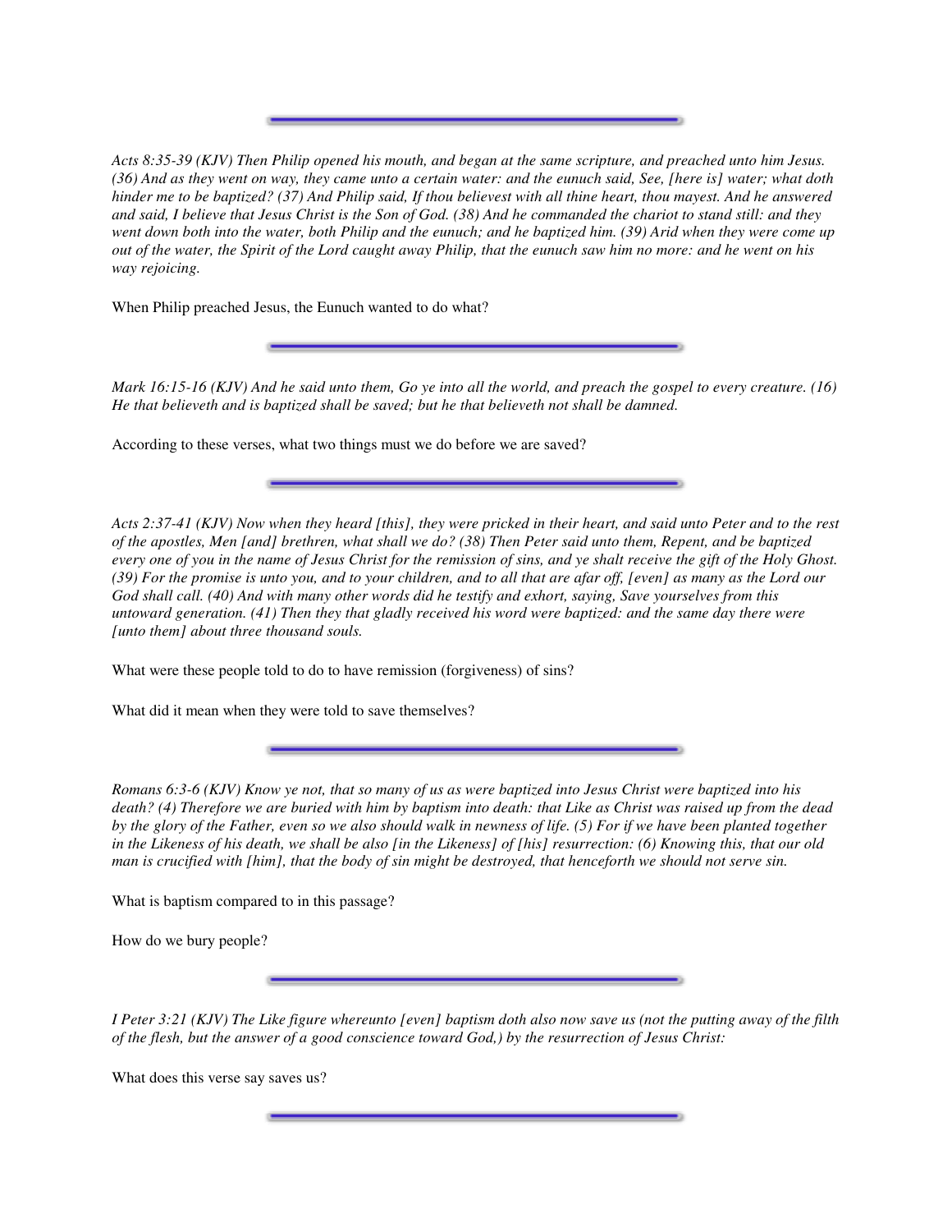---

*Acts 8:35-39 (KJV) Then Philip opened his mouth, and began at the same scripture, and preached unto him Jesus. (36) And as they went on way, they came unto a certain water: and the eunuch said, See, [here is] water; what doth hinder me to be baptized? (37) And Philip said, If thou believest with all thine heart, thou mayest. And he answered and said, I believe that Jesus Christ is the Son of God. (38) And he commanded the chariot to stand still: and they went down both into the water, both Philip and the eunuch; and he baptized him. (39) Arid when they were come up out of the water, the Spirit of the Lord caught away Philip, that the eunuch saw him no more: and he went on his way rejoicing.*

When Philip preached Jesus, the Eunuch wanted to do what?

---

*Mark 16:15-16 (KJV) And he said unto them, Go ye into all the world, and preach the gospel to every creature. (16) He that believeth and is baptized shall be saved; but he that believeth not shall be damned.*

According to these verses, what two things must we do before we are saved?

---

*Acts 2:37-41 (KJV) Now when they heard [this], they were pricked in their heart, and said unto Peter and to the rest of the apostles, Men [and] brethren, what shall we do? (38) Then Peter said unto them, Repent, and be baptized every one of you in the name of Jesus Christ for the remission of sins, and ye shalt receive the gift of the Holy Ghost. (39) For the promise is unto you, and to your children, and to all that are afar off, [even] as many as the Lord our God shall call. (40) And with many other words did he testify and exhort, saying, Save yourselves from this untoward generation. (41) Then they that gladly received his word were baptized: and the same day there were [unto them] about three thousand souls.*

What were these people told to do to have remission (forgiveness) of sins?

What did it mean when they were told to save themselves?

---

*Romans 6:3-6 (KJV) Know ye not, that so many of us as were baptized into Jesus Christ were baptized into his death? (4) Therefore we are buried with him by baptism into death: that Like as Christ was raised up from the dead by the glory of the Father, even so we also should walk in newness of life. (5) For if we have been planted together in the Likeness of his death, we shall be also [in the Likeness] of [his] resurrection: (6) Knowing this, that our old man is crucified with [him], that the body of sin might be destroyed, that henceforth we should not serve sin.*

What is baptism compared to in this passage?

How do we bury people?

---

*I Peter 3:21 (KJV) The Like figure whereunto [even] baptism doth also now save us (not the putting away of the filth of the flesh, but the answer of a good conscience toward God,) by the resurrection of Jesus Christ:*

What does this verse say saves us?

---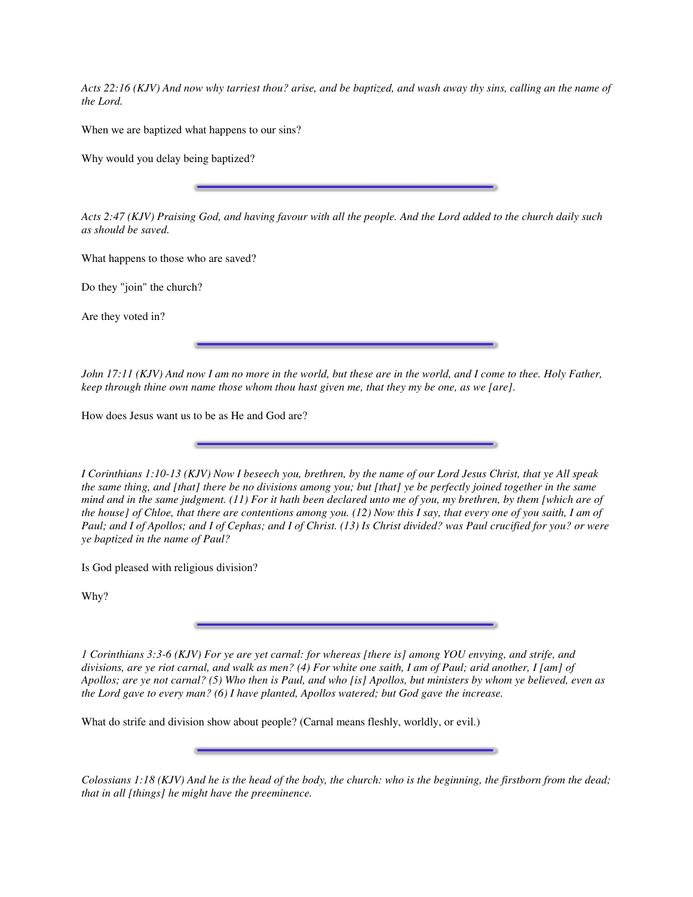*Acts 22:16 (KJV) And now why tarriest thou? arise, and be baptized, and wash away thy sins, calling an the name of the Lord.*

When we are baptized what happens to our sins?

Why would you delay being baptized?

---

*Acts 2:47 (KJV) Praising God, and having favour with all the people. And the Lord added to the church daily such as should be saved.*

What happens to those who are saved?

Do they "join" the church?

Are they voted in?

---

*John 17:11 (KJV) And now I am no more in the world, but these are in the world, and I come to thee. Holy Father, keep through thine own name those whom thou hast given me, that they my be one, as we [are].*

How does Jesus want us to be as He and God are?

---

*I Corinthians 1:10-13 (KJV) Now I beseech you, brethren, by the name of our Lord Jesus Christ, that ye All speak the same thing, and [that] there be no divisions among you; but [that] ye be perfectly joined together in the same mind and in the same judgment. (11) For it hath been declared unto me of you, my brethren, by them [which are of the house] of Chloe, that there are contentions among you. (12) Now this I say, that every one of you saith, I am of Paul; and I of Apollos; and I of Cephas; and I of Christ. (13) Is Christ divided? was Paul crucified for you? or were ye baptized in the name of Paul?*

Is God pleased with religious division?

Why?

---

*1 Corinthians 3:3-6 (KJV) For ye are yet carnal: for whereas [there is] among YOU envying, and strife, and divisions, are ye riot carnal, and walk as men? (4) For white one saith, I am of Paul; arid another, I [am] of Apollos; are ye not carnal? (5) Who then is Paul, and who [is] Apollos, but ministers by whom ye believed, even as the Lord gave to every man? (6) I have planted, Apollos watered; but God gave the increase.*

What do strife and division show about people? (Carnal means fleshly, worldly, or evil.)

---

*Colossians 1:18 (KJV) And he is the head of the body, the church: who is the beginning, the firstborn from the dead; that in all [things] he might have the preeminence.*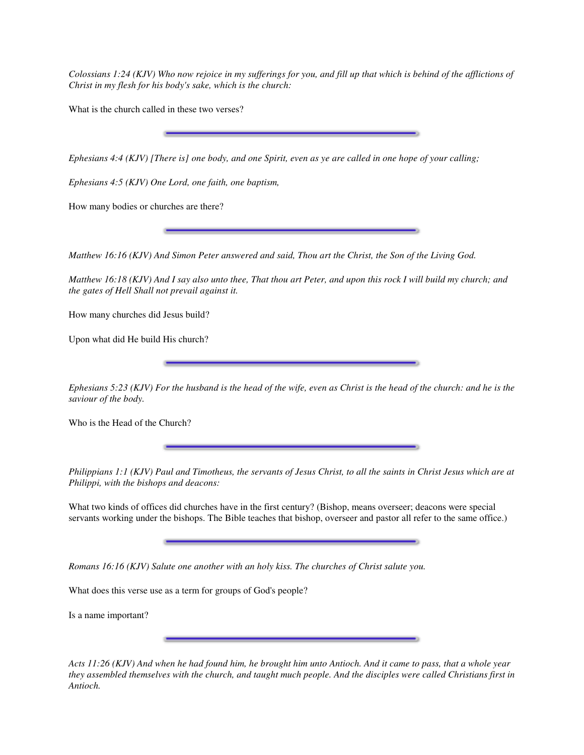*Colossians 1:24 (KJV) Who now rejoice in my sufferings for you, and fill up that which is behind of the afflictions of Christ in my flesh for his body's sake, which is the church:*

What is the church called in these two verses?

---

*Ephesians 4:4 (KJV) [There is] one body, and one Spirit, even as ye are called in one hope of your calling;*

*Ephesians 4:5 (KJV) One Lord, one faith, one baptism,*

How many bodies or churches are there?

---

*Matthew 16:16 (KJV) And Simon Peter answered and said, Thou art the Christ, the Son of the Living God.*

*Matthew 16:18 (KJV) And I say also unto thee, That thou art Peter, and upon this rock I will build my church; and the gates of Hell Shall not prevail against it.*

How many churches did Jesus build?

Upon what did He build His church?

---

*Ephesians 5:23 (KJV) For the husband is the head of the wife, even as Christ is the head of the church: and he is the saviour of the body.*

Who is the Head of the Church?

---

*Philippians 1:1 (KJV) Paul and Timotheus, the servants of Jesus Christ, to all the saints in Christ Jesus which are at Philippi, with the bishops and deacons:*

What two kinds of offices did churches have in the first century? (Bishop, means overseer; deacons were special servants working under the bishops. The Bible teaches that bishop, overseer and pastor all refer to the same office.)

---

*Romans 16:16 (KJV) Salute one another with an holy kiss. The churches of Christ salute you.*

What does this verse use as a term for groups of God's people?

Is a name important?

---

*Acts 11:26 (KJV) And when he had found him, he brought him unto Antioch. And it came to pass, that a whole year they assembled themselves with the church, and taught much people. And the disciples were called Christians first in Antioch.*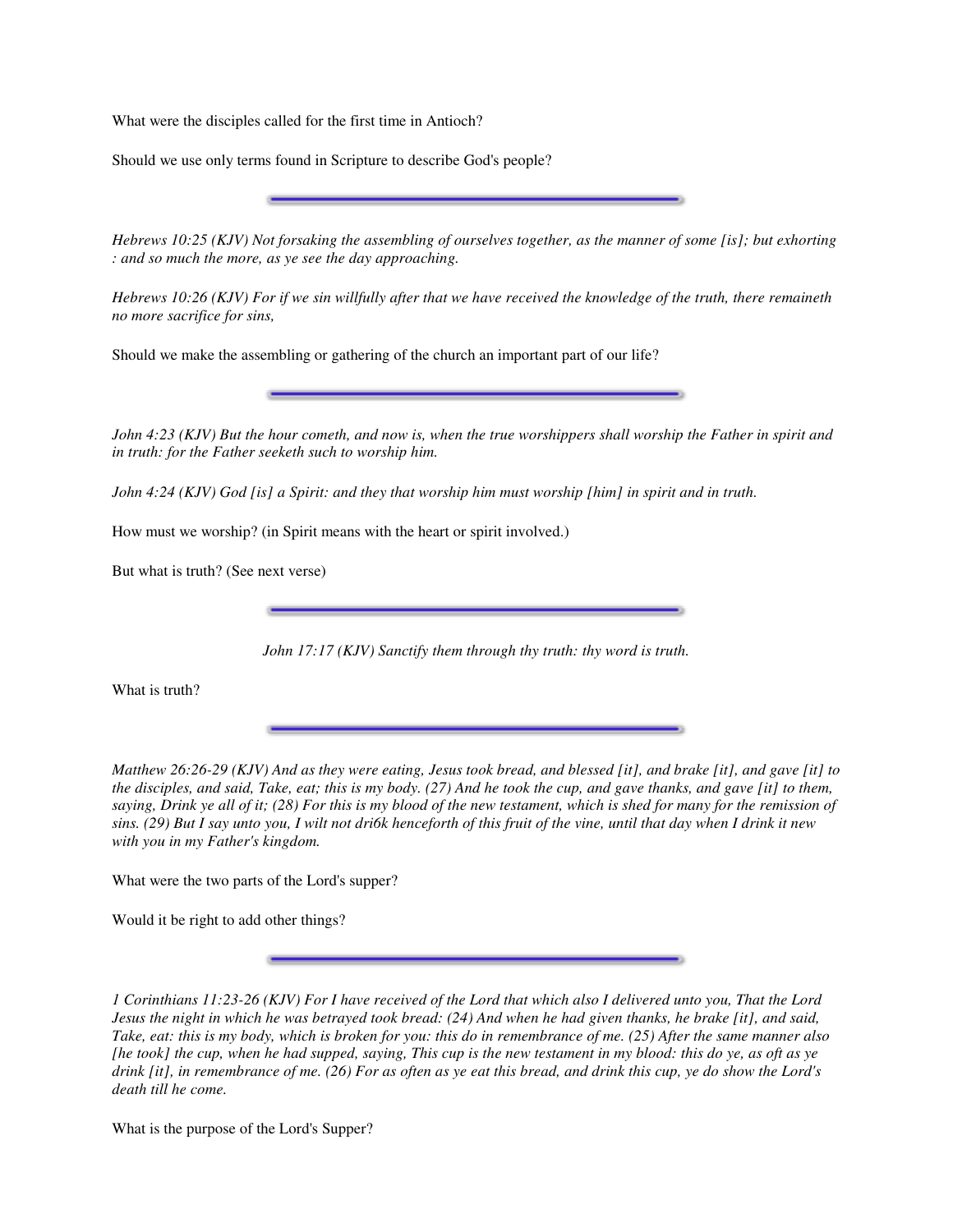What were the disciples called for the first time in Antioch?

Should we use only terms found in Scripture to describe God's people?

---

*Hebrews 10:25 (KJV) Not forsaking the assembling of ourselves together, as the manner of some [is]; but exhorting : and so much the more, as ye see the day approaching.*

*Hebrews 10:26 (KJV) For if we sin willfully after that we have received the knowledge of the truth, there remaineth no more sacrifice for sins,*

Should we make the assembling or gathering of the church an important part of our life?

---

*John 4:23 (KJV) But the hour cometh, and now is, when the true worshippers shall worship the Father in spirit and in truth: for the Father seeketh such to worship him.*

*John 4:24 (KJV) God [is] a Spirit: and they that worship him must worship [him] in spirit and in truth.*

How must we worship? (in Spirit means with the heart or spirit involved.)

But what is truth? (See next verse)

---

*John 17:17 (KJV) Sanctify them through thy truth: thy word is truth.*

What is truth?

---

*Matthew 26:26-29 (KJV) And as they were eating, Jesus took bread, and blessed [it], and brake [it], and gave [it] to the disciples, and said, Take, eat; this is my body. (27) And he took the cup, and gave thanks, and gave [it] to them, saying, Drink ye all of it; (28) For this is my blood of the new testament, which is shed for many for the remission of sins. (29) But I say unto you, I wilt not dri6k henceforth of this fruit of the vine, until that day when I drink it new with you in my Father's kingdom.*

What were the two parts of the Lord's supper?

Would it be right to add other things?

---

*1 Corinthians 11:23-26 (KJV) For I have received of the Lord that which also I delivered unto you, That the Lord Jesus the night in which he was betrayed took bread: (24) And when he had given thanks, he brake [it], and said, Take, eat: this is my body, which is broken for you: this do in remembrance of me. (25) After the same manner also [he took] the cup, when he had supped, saying, This cup is the new testament in my blood: this do ye, as oft as ye drink [it], in remembrance of me. (26) For as often as ye eat this bread, and drink this cup, ye do show the Lord's death till he come.*

What is the purpose of the Lord's Supper?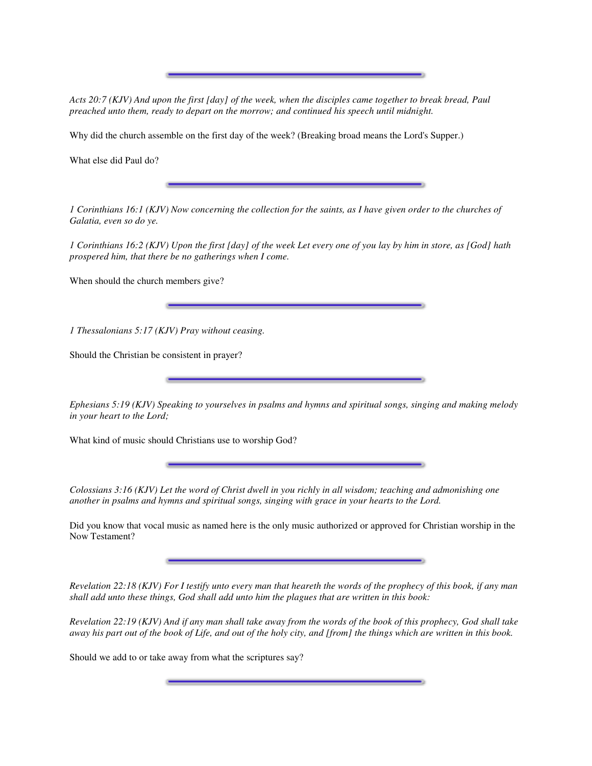---

*Acts 20:7 (KJV) And upon the first [day] of the week, when the disciples came together to break bread, Paul preached unto them, ready to depart on the morrow; and continued his speech until midnight.*

Why did the church assemble on the first day of the week? (Breaking broad means the Lord's Supper.)

What else did Paul do?

---

*1 Corinthians 16:1 (KJV) Now concerning the collection for the saints, as I have given order to the churches of Galatia, even so do ye.*

*1 Corinthians 16:2 (KJV) Upon the first [day] of the week Let every one of you lay by him in store, as [God] hath prospered him, that there be no gatherings when I come.*

When should the church members give?

---

*1 Thessalonians 5:17 (KJV) Pray without ceasing.*

Should the Christian be consistent in prayer?

---

*Ephesians 5:19 (KJV) Speaking to yourselves in psalms and hymns and spiritual songs, singing and making melody in your heart to the Lord;*

What kind of music should Christians use to worship God?

---

*Colossians 3:16 (KJV) Let the word of Christ dwell in you richly in all wisdom; teaching and admonishing one another in psalms and hymns and spiritual songs, singing with grace in your hearts to the Lord.*

Did you know that vocal music as named here is the only music authorized or approved for Christian worship in the Now Testament?

---

*Revelation 22:18 (KJV) For I testify unto every man that heareth the words of the prophecy of this book, if any man shall add unto these things, God shall add unto him the plagues that are written in this book:*

*Revelation 22:19 (KJV) And if any man shall take away from the words of the book of this prophecy, God shall take away his part out of the book of Life, and out of the holy city, and [from] the things which are written in this book.*

Should we add to or take away from what the scriptures say?

---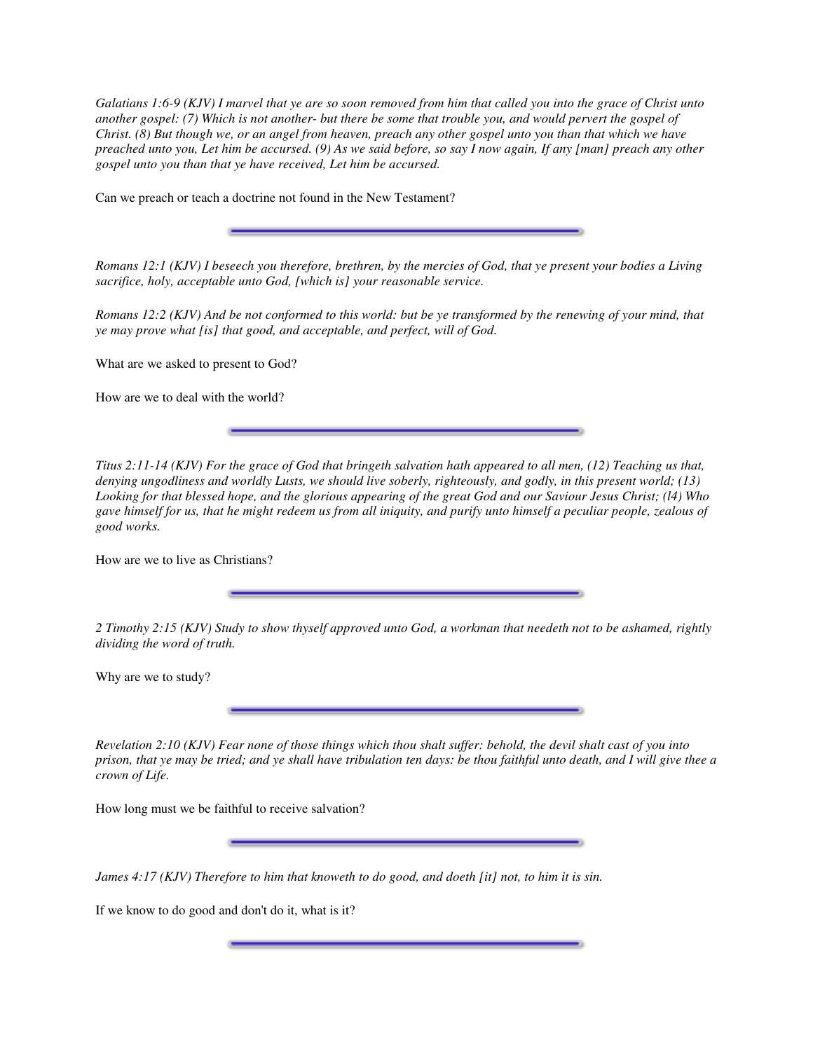*Galatians 1:6-9 (KJV) I marvel that ye are so soon removed from him that called you into the grace of Christ unto another gospel: (7) Which is not another- but there be some that trouble you, and would pervert the gospel of Christ. (8) But though we, or an angel from heaven, preach any other gospel unto you than that which we have preached unto you, Let him be accursed. (9) As we said before, so say I now again, If any [man] preach any other gospel unto you than that ye have received, Let him be accursed.*

Can we preach or teach a doctrine not found in the New Testament?

---

*Romans 12:1 (KJV) I beseech you therefore, brethren, by the mercies of God, that ye present your bodies a Living sacrifice, holy, acceptable unto God, [which is] your reasonable service.*

*Romans 12:2 (KJV) And be not conformed to this world: but be ye transformed by the renewing of your mind, that ye may prove what [is] that good, and acceptable, and perfect, will of God.*

What are we asked to present to God?

How are we to deal with the world?

---

*Titus 2:11-14 (KJV) For the grace of God that bringeth salvation hath appeared to all men, (12) Teaching us that, denying ungodliness and worldly Lusts, we should live soberly, righteously, and godly, in this present world; (13) Looking for that blessed hope, and the glorious appearing of the great God and our Saviour Jesus Christ; (l4) Who gave himself for us, that he might redeem us from all iniquity, and purify unto himself a peculiar people, zealous of good works.*

How are we to live as Christians?

---

*2 Timothy 2:15 (KJV) Study to show thyself approved unto God, a workman that needeth not to be ashamed, rightly dividing the word of truth.*

Why are we to study?

---

*Revelation 2:10 (KJV) Fear none of those things which thou shalt suffer: behold, the devil shalt cast of you into prison, that ye may be tried; and ye shall have tribulation ten days: be thou faithful unto death, and I will give thee a crown of Life.*

How long must we be faithful to receive salvation?

---

*James 4:17 (KJV) Therefore to him that knoweth to do good, and doeth [it] not, to him it is sin.*

If we know to do good and don't do it, what is it?

---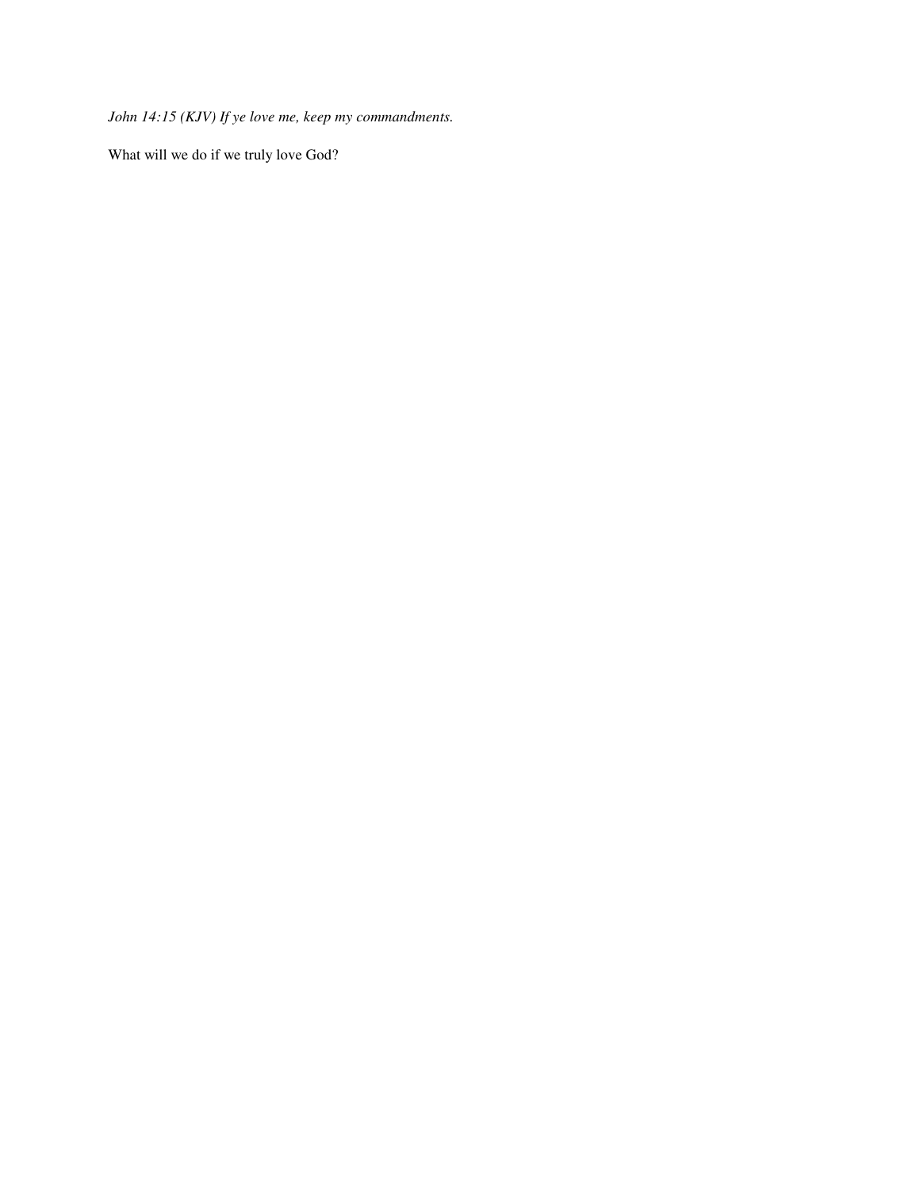*John 14:15 (KJV) If ye love me, keep my commandments.*

What will we do if we truly love God?